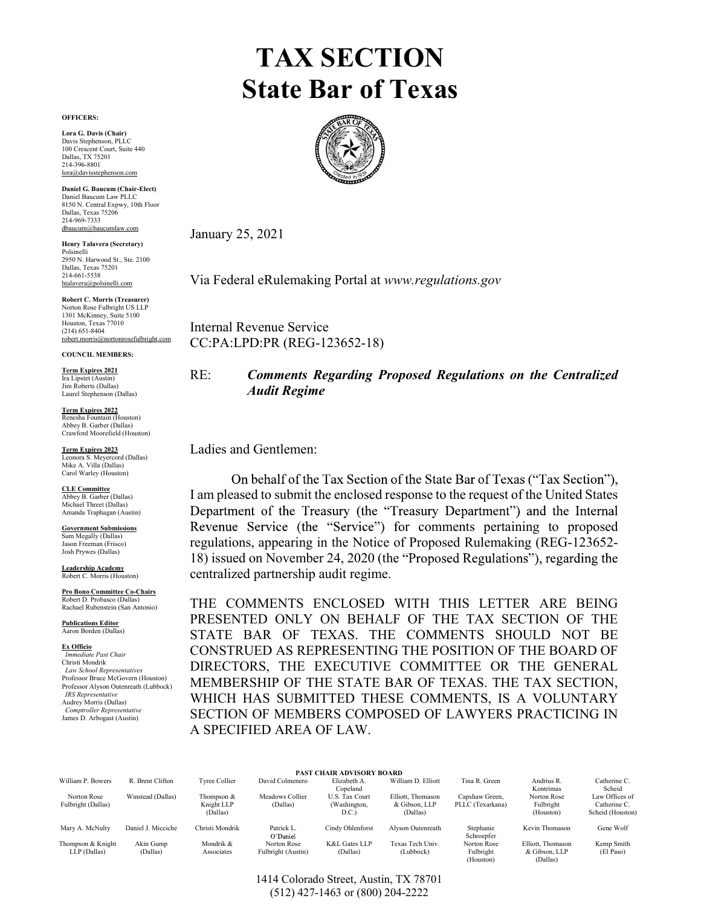# TAX SECTION
# State Bar of Texas

**OFFICERS:**

**Lora G. Davis (Chair)**
Davis Stephenson, PLLC
100 Crescent Court, Suite 440
Dallas, TX 75201
214-396-8801
lora@davisstephenson.com

**Daniel G. Baucum (Chair-Elect)**
Daniel Baucum Law PLLC
8150 N. Central Expwy, 10th Floor
Dallas, Texas 75206
214-969-7333
dbaucum@baucumlaw.com

**Henry Talavera (Secretary)**
Polsinelli
2950 N. Harwood St., Ste. 2100
Dallas, Texas 75201
214-661-5538
htalavera@polsinelli.com

**Robert C. Morris (Treasurer)**
Norton Rose Fulbright US LLP
1301 McKinney, Suite 5100
Houston, Texas 77010
(214) 651-8404
robert.morris@nortonrosefulbright.com

**COUNCIL MEMBERS:**

**Term Expires 2021**
Ira Lipstet (Austin)
Jim Roberts (Dallas)
Laurel Stephenson (Dallas)

**Term Expires 2022**
Renesha Fountain (Houston)
Abbey B. Garber (Dallas)
Crawford Moorefield (Houston)

**Term Expires 2023**
Leonora S. Meyercord (Dallas)
Mike A. Villa (Dallas)
Carol Warley (Houston)

**CLE Committee**
Abbey B. Garber (Dallas)
Michael Threet (Dallas)
Amanda Traphagan (Austin)

**Government Submissions**
Sam Megally (Dallas)
Jason Freeman (Frisco)
Josh Prywes (Dallas)

**Leadership Academy**
Robert C. Morris (Houston)

**Pro Bono Committee Co-Chairs**
Robert D. Probasco (Dallas)
Rachael Rubenstein (San Antonio)

**Publications Editor**
Aaron Borden (Dallas)

**Ex Officio**
*Immediate Past Chair*
Christi Mondrik
*Law School Representatives*
Professor Bruce McGovern (Houston)
Professor Alyson Outenreath (Lubbock)
*IRS Representative*
Audrey Morris (Dallas)
*Comptroller Representative*
James D. Arbogast (Austin)

January 25, 2021

Via Federal eRulemaking Portal at *www.regulations.gov*

Internal Revenue Service
CC:PA:LPD:PR (REG-123652-18)

RE: ***Comments Regarding Proposed Regulations on the Centralized Audit Regime***

Ladies and Gentlemen:

On behalf of the Tax Section of the State Bar of Texas ("Tax Section"), I am pleased to submit the enclosed response to the request of the United States Department of the Treasury (the "Treasury Department") and the Internal Revenue Service (the "Service") for comments pertaining to proposed regulations, appearing in the Notice of Proposed Rulemaking (REG-123652-18) issued on November 24, 2020 (the "Proposed Regulations"), regarding the centralized partnership audit regime.

THE COMMENTS ENCLOSED WITH THIS LETTER ARE BEING PRESENTED ONLY ON BEHALF OF THE TAX SECTION OF THE STATE BAR OF TEXAS. THE COMMENTS SHOULD NOT BE CONSTRUED AS REPRESENTING THE POSITION OF THE BOARD OF DIRECTORS, THE EXECUTIVE COMMITTEE OR THE GENERAL MEMBERSHIP OF THE STATE BAR OF TEXAS. THE TAX SECTION, WHICH HAS SUBMITTED THESE COMMENTS, IS A VOLUNTARY SECTION OF MEMBERS COMPOSED OF LAWYERS PRACTICING IN A SPECIFIED AREA OF LAW.

**PAST CHAIR ADVISORY BOARD**

| | | | | | | | | |
|---|---|---|---|---|---|---|---|---|
| William P. Bowers<br>Norton Rose Fulbright (Dallas) | R. Brent Clifton<br>Winstead (Dallas) | Tyree Collier<br>Thompson & Knight LLP (Dallas) | David Colmenero<br>Meadows Collier (Dallas) | Elizabeth A. Copeland<br>U.S. Tax Court (Washington, D.C.) | William D. Elliott<br>Elliott, Thomason & Gibson, LLP (Dallas) | Tina R. Green<br>Capshaw Green, PLLC (Texarkana) | Andrius R. Kontrimas<br>Norton Rose Fulbright (Houston) | Catherine C. Scheid<br>Law Offices of Catherine C. Scheid (Houston) |
| Mary A. McNulty<br>Thompson & Knight LLP (Dallas) | Daniel J. Micciche<br>Akin Gump (Dallas) | Christi Mondrik<br>Mondrik & Associates | Patrick L. O'Daniel<br>Norton Rose Fulbright (Austin) | Cindy Ohlenforst<br>K&L Gates LLP (Dallas) | Alyson Outenreath<br>Texas Tech Univ. (Lubbock) | Stephanie Schroepfer<br>Norton Rose Fulbright (Houston) | Kevin Thomason<br>Elliott, Thomason & Gibson, LLP (Dallas) | Gene Wolf<br>Kemp Smith (El Paso) |

1414 Colorado Street, Austin, TX 78701
(512) 427-1463 or (800) 204-2222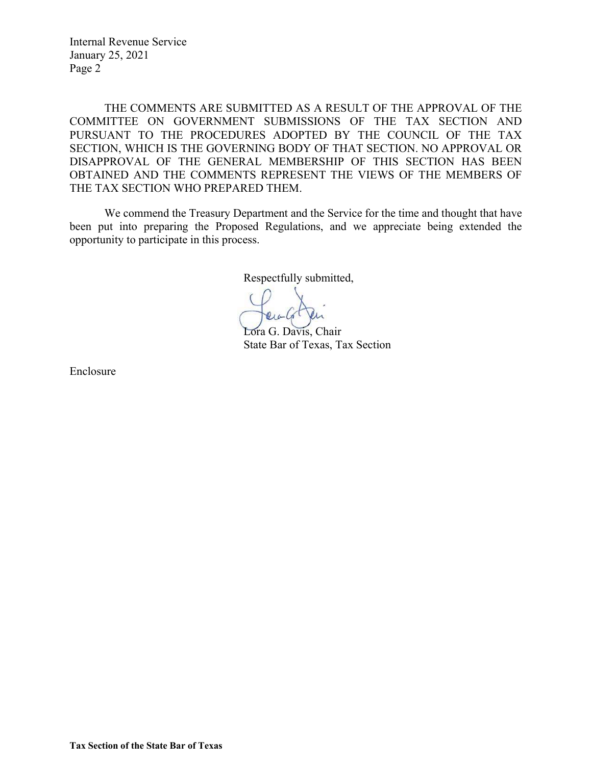THE COMMENTS ARE SUBMITTED AS A RESULT OF THE APPROVAL OF THE COMMITTEE ON GOVERNMENT SUBMISSIONS OF THE TAX SECTION AND PURSUANT TO THE PROCEDURES ADOPTED BY THE COUNCIL OF THE TAX SECTION, WHICH IS THE GOVERNING BODY OF THAT SECTION. NO APPROVAL OR DISAPPROVAL OF THE GENERAL MEMBERSHIP OF THIS SECTION HAS BEEN OBTAINED AND THE COMMENTS REPRESENT THE VIEWS OF THE MEMBERS OF THE TAX SECTION WHO PREPARED THEM.

We commend the Treasury Department and the Service for the time and thought that have been put into preparing the Proposed Regulations, and we appreciate being extended the opportunity to participate in this process.

Respectfully submitted,

Lora G. Davis, Chair
State Bar of Texas, Tax Section

Enclosure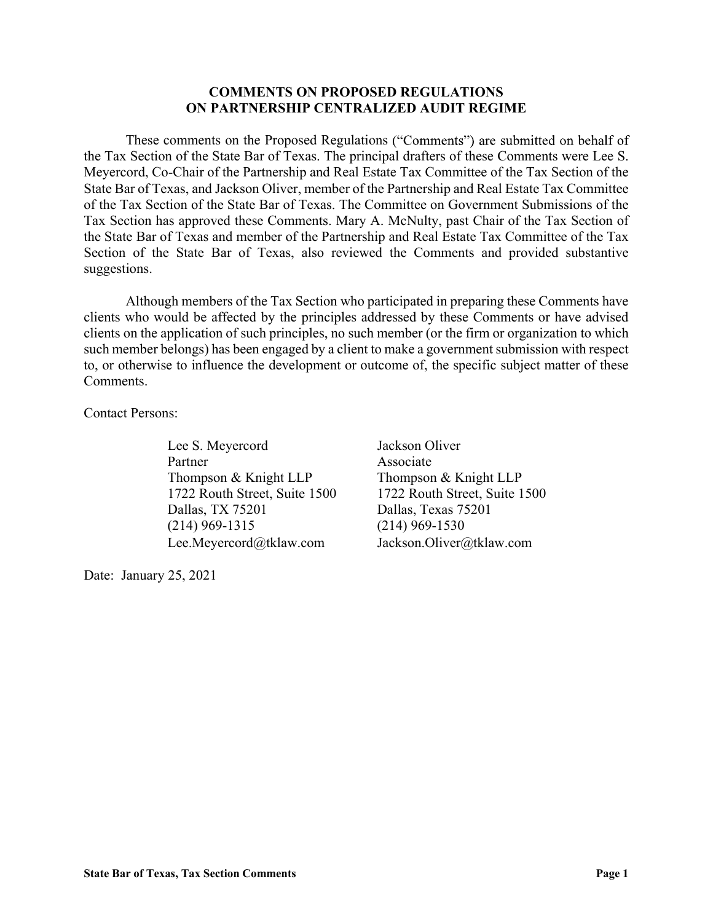# COMMENTS ON PROPOSED REGULATIONS ON PARTNERSHIP CENTRALIZED AUDIT REGIME

These comments on the Proposed Regulations ("Comments") are submitted on behalf of the Tax Section of the State Bar of Texas. The principal drafters of these Comments were Lee S. Meyercord, Co-Chair of the Partnership and Real Estate Tax Committee of the Tax Section of the State Bar of Texas, and Jackson Oliver, member of the Partnership and Real Estate Tax Committee of the Tax Section of the State Bar of Texas. The Committee on Government Submissions of the Tax Section has approved these Comments. Mary A. McNulty, past Chair of the Tax Section of the State Bar of Texas and member of the Partnership and Real Estate Tax Committee of the Tax Section of the State Bar of Texas, also reviewed the Comments and provided substantive suggestions.

Although members of the Tax Section who participated in preparing these Comments have clients who would be affected by the principles addressed by these Comments or have advised clients on the application of such principles, no such member (or the firm or organization to which such member belongs) has been engaged by a client to make a government submission with respect to, or otherwise to influence the development or outcome of, the specific subject matter of these Comments.

Contact Persons:

Lee S. Meyercord
Partner
Thompson & Knight LLP
1722 Routh Street, Suite 1500
Dallas, TX 75201
(214) 969-1315
Lee.Meyercord@tklaw.com

Jackson Oliver
Associate
Thompson & Knight LLP
1722 Routh Street, Suite 1500
Dallas, Texas 75201
(214) 969-1530
Jackson.Oliver@tklaw.com

Date: January 25, 2021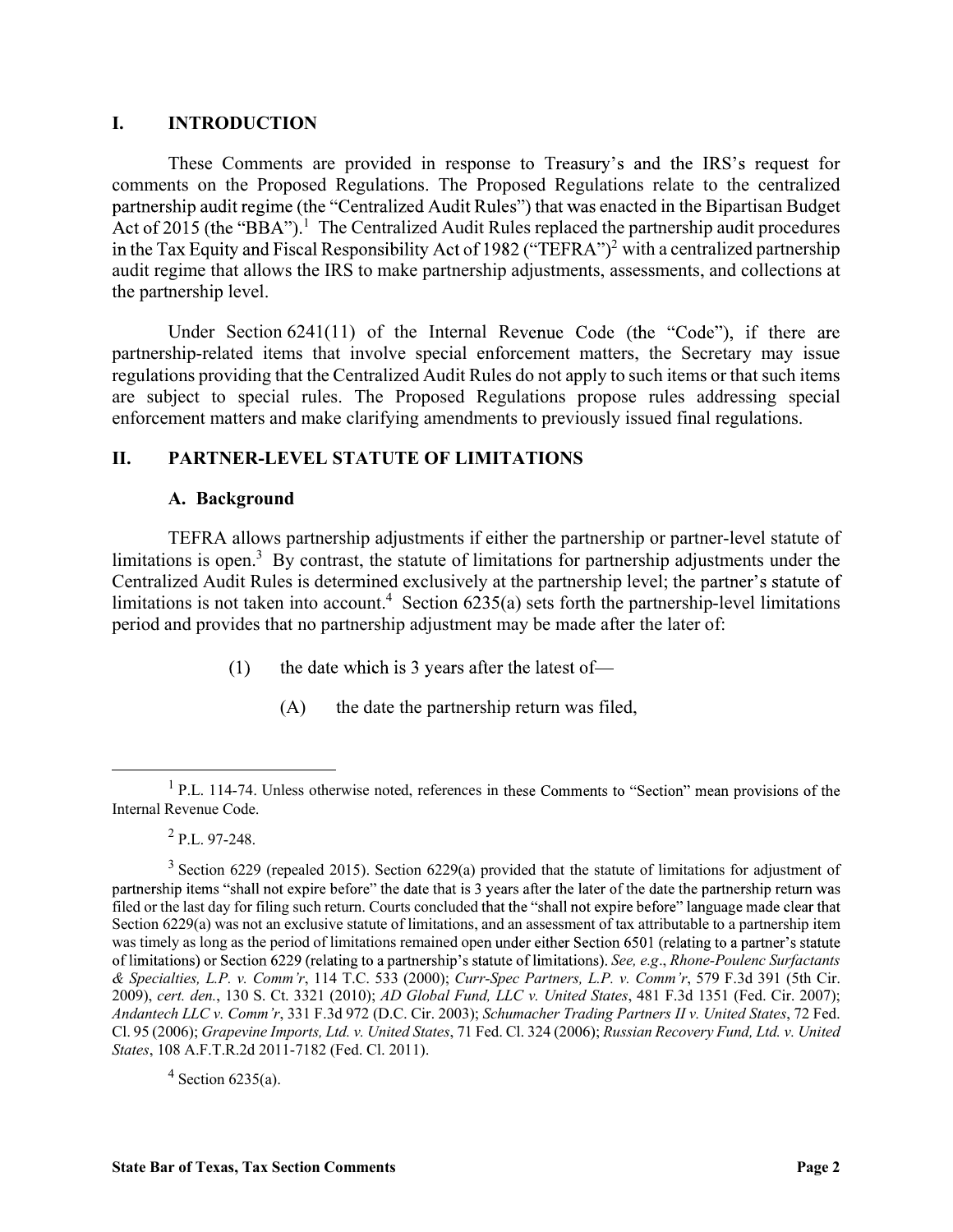# I. INTRODUCTION

These Comments are provided in response to Treasury's and the IRS's request for comments on the Proposed Regulations. The Proposed Regulations relate to the centralized partnership audit regime (the "Centralized Audit Rules") that was enacted in the Bipartisan Budget Act of 2015 (the "BBA").[1] The Centralized Audit Rules replaced the partnership audit procedures in the Tax Equity and Fiscal Responsibility Act of 1982 ("TEFRA")[2] with a centralized partnership audit regime that allows the IRS to make partnership adjustments, assessments, and collections at the partnership level.

Under Section 6241(11) of the Internal Revenue Code (the "Code"), if there are partnership-related items that involve special enforcement matters, the Secretary may issue regulations providing that the Centralized Audit Rules do not apply to such items or that such items are subject to special rules. The Proposed Regulations propose rules addressing special enforcement matters and make clarifying amendments to previously issued final regulations.

# II. PARTNER-LEVEL STATUTE OF LIMITATIONS

## A. Background

TEFRA allows partnership adjustments if either the partnership or partner-level statute of limitations is open.[3] By contrast, the statute of limitations for partnership adjustments under the Centralized Audit Rules is determined exclusively at the partnership level; the partner's statute of limitations is not taken into account.[4] Section 6235(a) sets forth the partnership-level limitations period and provides that no partnership adjustment may be made after the later of:

> (1) the date which is 3 years after the latest of—
>
> > (A) the date the partnership return was filed,

---

[1] P.L. 114-74. Unless otherwise noted, references in these Comments to "Section" mean provisions of the Internal Revenue Code.

[2] P.L. 97-248.

[3] Section 6229 (repealed 2015). Section 6229(a) provided that the statute of limitations for adjustment of partnership items "shall not expire before" the date that is 3 years after the later of the date the partnership return was filed or the last day for filing such return. Courts concluded that the "shall not expire before" language made clear that Section 6229(a) was not an exclusive statute of limitations, and an assessment of tax attributable to a partnership item was timely as long as the period of limitations remained open under either Section 6501 (relating to a partner's statute of limitations) or Section 6229 (relating to a partnership's statute of limitations). *See, e.g.*, *Rhone-Poulenc Surfactants & Specialties, L.P. v. Comm'r*, 114 T.C. 533 (2000); *Curr-Spec Partners, L.P. v. Comm'r*, 579 F.3d 391 (5th Cir. 2009), *cert. den.*, 130 S. Ct. 3321 (2010); *AD Global Fund, LLC v. United States*, 481 F.3d 1351 (Fed. Cir. 2007); *Andantech LLC v. Comm'r*, 331 F.3d 972 (D.C. Cir. 2003); *Schumacher Trading Partners II v. United States*, 72 Fed. Cl. 95 (2006); *Grapevine Imports, Ltd. v. United States*, 71 Fed. Cl. 324 (2006); *Russian Recovery Fund, Ltd. v. United States*, 108 A.F.T.R.2d 2011-7182 (Fed. Cl. 2011).

[4] Section 6235(a).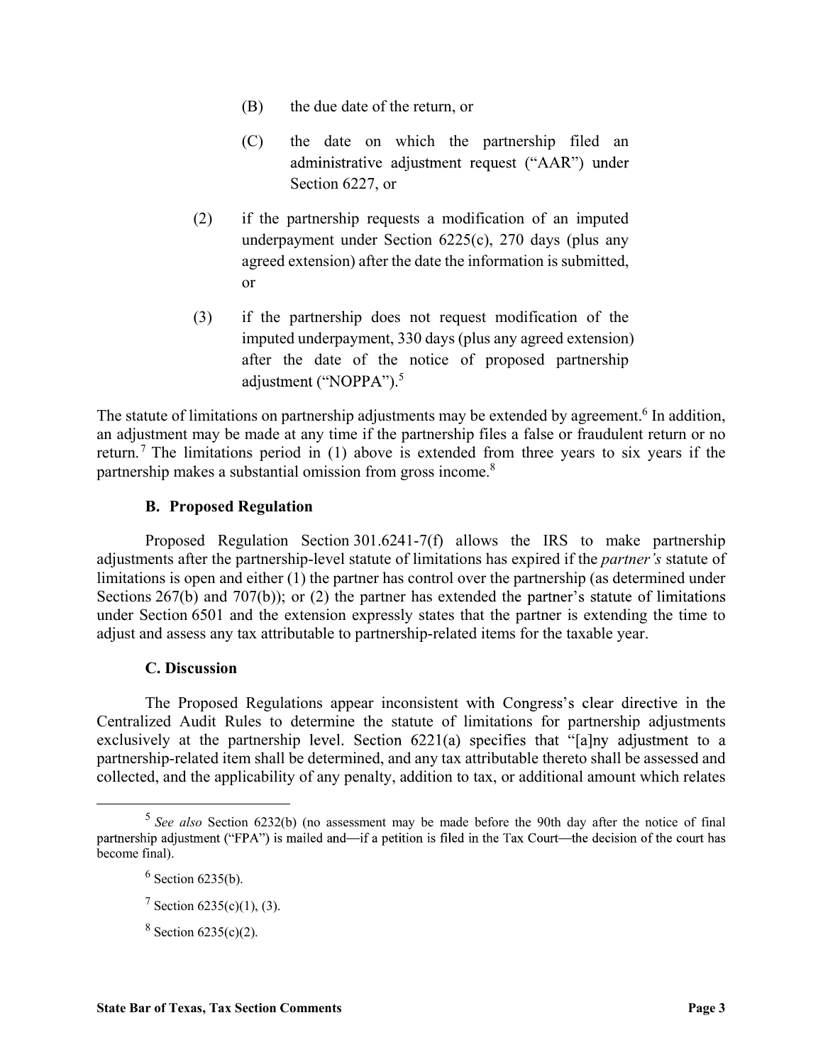(B) the due date of the return, or

(C) the date on which the partnership filed an administrative adjustment request ("AAR") under Section 6227, or

(2) if the partnership requests a modification of an imputed underpayment under Section 6225(c), 270 days (plus any agreed extension) after the date the information is submitted, or

(3) if the partnership does not request modification of the imputed underpayment, 330 days (plus any agreed extension) after the date of the notice of proposed partnership adjustment ("NOPPA").[5]

The statute of limitations on partnership adjustments may be extended by agreement.[6] In addition, an adjustment may be made at any time if the partnership files a false or fraudulent return or no return.[7] The limitations period in (1) above is extended from three years to six years if the partnership makes a substantial omission from gross income.[8]

### B. Proposed Regulation

Proposed Regulation Section 301.6241-7(f) allows the IRS to make partnership adjustments after the partnership-level statute of limitations has expired if the *partner's* statute of limitations is open and either (1) the partner has control over the partnership (as determined under Sections 267(b) and 707(b)); or (2) the partner has extended the partner's statute of limitations under Section 6501 and the extension expressly states that the partner is extending the time to adjust and assess any tax attributable to partnership-related items for the taxable year.

### C. Discussion

The Proposed Regulations appear inconsistent with Congress's clear directive in the Centralized Audit Rules to determine the statute of limitations for partnership adjustments exclusively at the partnership level. Section 6221(a) specifies that "[a]ny adjustment to a partnership-related item shall be determined, and any tax attributable thereto shall be assessed and collected, and the applicability of any penalty, addition to tax, or additional amount which relates

---

[5] *See also* Section 6232(b) (no assessment may be made before the 90th day after the notice of final partnership adjustment ("FPA") is mailed and—if a petition is filed in the Tax Court—the decision of the court has become final).

[6] Section 6235(b).

[7] Section 6235(c)(1), (3).

[8] Section 6235(c)(2).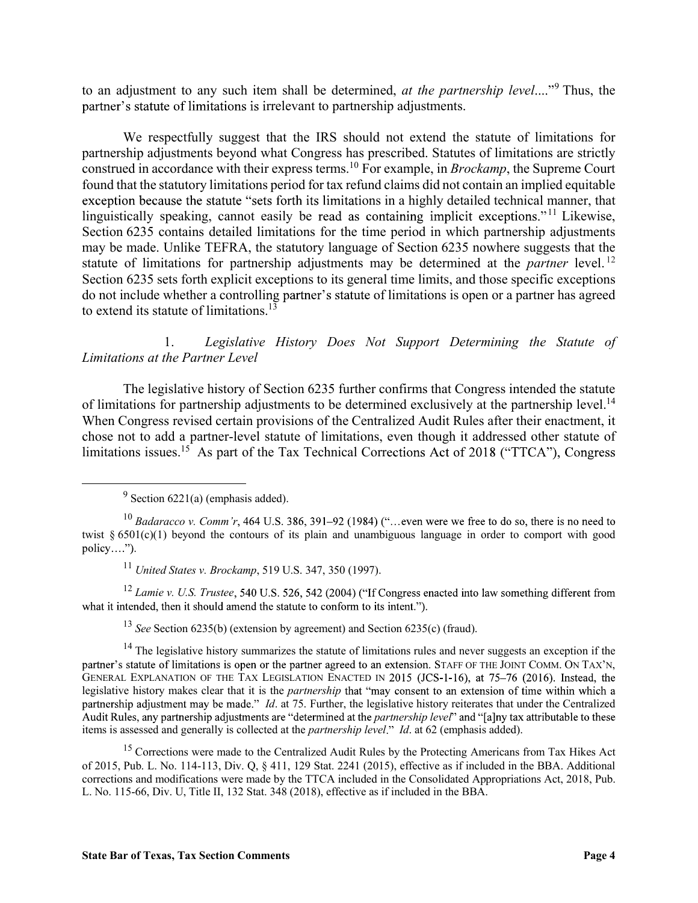to an adjustment to any such item shall be determined, *at the partnership level*...."[9] Thus, the partner's statute of limitations is irrelevant to partnership adjustments.

We respectfully suggest that the IRS should not extend the statute of limitations for partnership adjustments beyond what Congress has prescribed. Statutes of limitations are strictly construed in accordance with their express terms.[10] For example, in *Brockamp*, the Supreme Court found that the statutory limitations period for tax refund claims did not contain an implied equitable exception because the statute "sets forth its limitations in a highly detailed technical manner, that linguistically speaking, cannot easily be read as containing implicit exceptions."[11] Likewise, Section 6235 contains detailed limitations for the time period in which partnership adjustments may be made. Unlike TEFRA, the statutory language of Section 6235 nowhere suggests that the statute of limitations for partnership adjustments may be determined at the *partner* level.[12] Section 6235 sets forth explicit exceptions to its general time limits, and those specific exceptions do not include whether a controlling partner's statute of limitations is open or a partner has agreed to extend its statute of limitations.[13]

### 1. *Legislative History Does Not Support Determining the Statute of Limitations at the Partner Level*

The legislative history of Section 6235 further confirms that Congress intended the statute of limitations for partnership adjustments to be determined exclusively at the partnership level.[14] When Congress revised certain provisions of the Centralized Audit Rules after their enactment, it chose not to add a partner-level statute of limitations, even though it addressed other statute of limitations issues.[15] As part of the Tax Technical Corrections Act of 2018 ("TTCA"), Congress

---

[9] Section 6221(a) (emphasis added).

[10] *Badaracco v. Comm'r*, 464 U.S. 386, 391–92 (1984) ("...even were we free to do so, there is no need to twist § 6501(c)(1) beyond the contours of its plain and unambiguous language in order to comport with good policy....").

[11] *United States v. Brockamp*, 519 U.S. 347, 350 (1997).

[12] *Lamie v. U.S. Trustee*, 540 U.S. 526, 542 (2004) ("If Congress enacted into law something different from what it intended, then it should amend the statute to conform to its intent.").

[13] *See* Section 6235(b) (extension by agreement) and Section 6235(c) (fraud).

[14] The legislative history summarizes the statute of limitations rules and never suggests an exception if the partner's statute of limitations is open or the partner agreed to an extension. STAFF OF THE JOINT COMM. ON TAX'N, GENERAL EXPLANATION OF THE TAX LEGISLATION ENACTED IN 2015 (JCS-1-16), at 75–76 (2016). Instead, the legislative history makes clear that it is the *partnership* that "may consent to an extension of time within which a partnership adjustment may be made." *Id*. at 75. Further, the legislative history reiterates that under the Centralized Audit Rules, any partnership adjustments are "determined at the *partnership level*" and "[a]ny tax attributable to these items is assessed and generally is collected at the *partnership level*." *Id*. at 62 (emphasis added).

[15] Corrections were made to the Centralized Audit Rules by the Protecting Americans from Tax Hikes Act of 2015, Pub. L. No. 114-113, Div. Q, § 411, 129 Stat. 2241 (2015), effective as if included in the BBA. Additional corrections and modifications were made by the TTCA included in the Consolidated Appropriations Act, 2018, Pub. L. No. 115-66, Div. U, Title II, 132 Stat. 348 (2018), effective as if included in the BBA.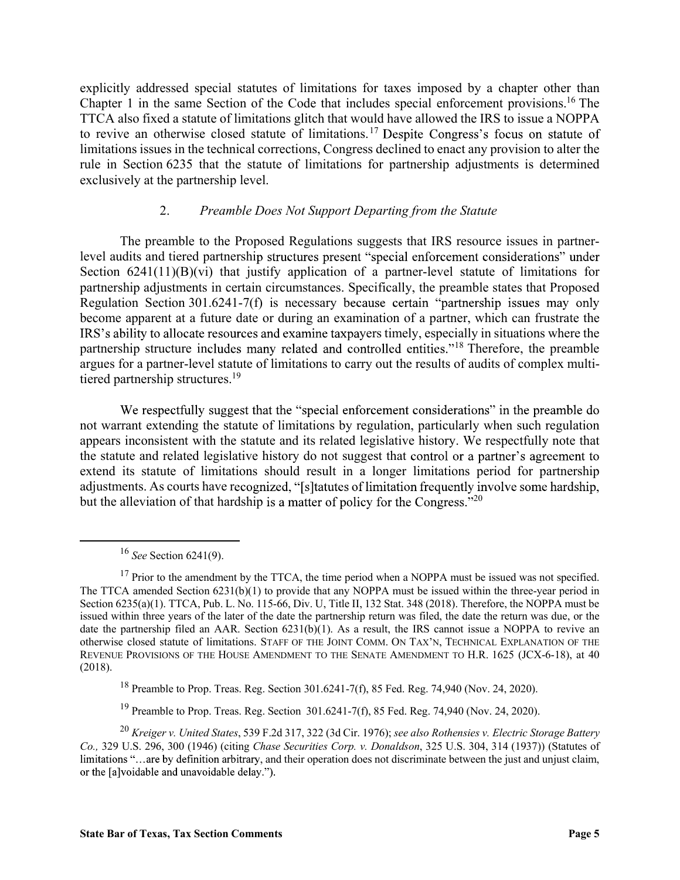explicitly addressed special statutes of limitations for taxes imposed by a chapter other than Chapter 1 in the same Section of the Code that includes special enforcement provisions.[16] The TTCA also fixed a statute of limitations glitch that would have allowed the IRS to issue a NOPPA to revive an otherwise closed statute of limitations.[17] Despite Congress's focus on statute of limitations issues in the technical corrections, Congress declined to enact any provision to alter the rule in Section 6235 that the statute of limitations for partnership adjustments is determined exclusively at the partnership level.

### 2. *Preamble Does Not Support Departing from the Statute*

The preamble to the Proposed Regulations suggests that IRS resource issues in partner-level audits and tiered partnership structures present "special enforcement considerations" under Section 6241(11)(B)(vi) that justify application of a partner-level statute of limitations for partnership adjustments in certain circumstances. Specifically, the preamble states that Proposed Regulation Section 301.6241-7(f) is necessary because certain "partnership issues may only become apparent at a future date or during an examination of a partner, which can frustrate the IRS's ability to allocate resources and examine taxpayers timely, especially in situations where the partnership structure includes many related and controlled entities."[18] Therefore, the preamble argues for a partner-level statute of limitations to carry out the results of audits of complex multi-tiered partnership structures.[19]

We respectfully suggest that the "special enforcement considerations" in the preamble do not warrant extending the statute of limitations by regulation, particularly when such regulation appears inconsistent with the statute and its related legislative history. We respectfully note that the statute and related legislative history do not suggest that control or a partner's agreement to extend its statute of limitations should result in a longer limitations period for partnership adjustments. As courts have recognized, "[s]tatutes of limitation frequently involve some hardship, but the alleviation of that hardship is a matter of policy for the Congress."[20]

---

[16] *See* Section 6241(9).

[17] Prior to the amendment by the TTCA, the time period when a NOPPA must be issued was not specified. The TTCA amended Section 6231(b)(1) to provide that any NOPPA must be issued within the three-year period in Section 6235(a)(1). TTCA, Pub. L. No. 115-66, Div. U, Title II, 132 Stat. 348 (2018). Therefore, the NOPPA must be issued within three years of the later of the date the partnership return was filed, the date the return was due, or the date the partnership filed an AAR. Section 6231(b)(1). As a result, the IRS cannot issue a NOPPA to revive an otherwise closed statute of limitations. STAFF OF THE JOINT COMM. ON TAX'N, TECHNICAL EXPLANATION OF THE REVENUE PROVISIONS OF THE HOUSE AMENDMENT TO THE SENATE AMENDMENT TO H.R. 1625 (JCX-6-18), at 40 (2018).

[18] Preamble to Prop. Treas. Reg. Section 301.6241-7(f), 85 Fed. Reg. 74,940 (Nov. 24, 2020).

[19] Preamble to Prop. Treas. Reg. Section 301.6241-7(f), 85 Fed. Reg. 74,940 (Nov. 24, 2020).

[20] *Kreiger v. United States*, 539 F.2d 317, 322 (3d Cir. 1976); *see also Rothensies v. Electric Storage Battery Co.,* 329 U.S. 296, 300 (1946) (citing *Chase Securities Corp. v. Donaldson*, 325 U.S. 304, 314 (1937)) (Statutes of limitations "…are by definition arbitrary, and their operation does not discriminate between the just and unjust claim, or the [a]voidable and unavoidable delay.").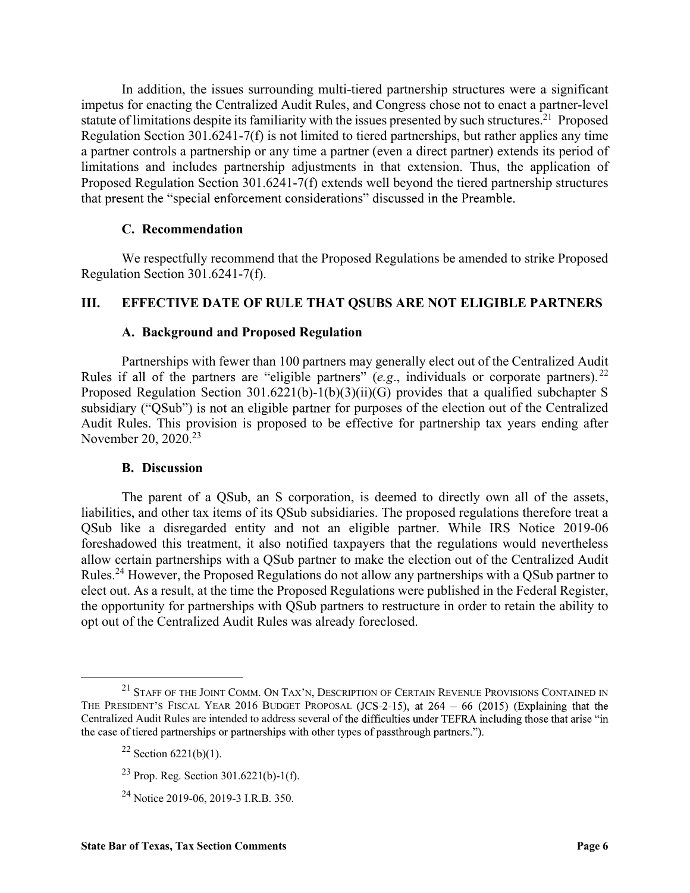In addition, the issues surrounding multi-tiered partnership structures were a significant impetus for enacting the Centralized Audit Rules, and Congress chose not to enact a partner-level statute of limitations despite its familiarity with the issues presented by such structures.[21] Proposed Regulation Section 301.6241-7(f) is not limited to tiered partnerships, but rather applies any time a partner controls a partnership or any time a partner (even a direct partner) extends its period of limitations and includes partnership adjustments in that extension. Thus, the application of Proposed Regulation Section 301.6241-7(f) extends well beyond the tiered partnership structures that present the "special enforcement considerations" discussed in the Preamble.

### C. Recommendation

We respectfully recommend that the Proposed Regulations be amended to strike Proposed Regulation Section 301.6241-7(f).

## III. EFFECTIVE DATE OF RULE THAT QSUBS ARE NOT ELIGIBLE PARTNERS

### A. Background and Proposed Regulation

Partnerships with fewer than 100 partners may generally elect out of the Centralized Audit Rules if all of the partners are "eligible partners" (*e.g.*, individuals or corporate partners).[22] Proposed Regulation Section 301.6221(b)-1(b)(3)(ii)(G) provides that a qualified subchapter S subsidiary ("QSub") is not an eligible partner for purposes of the election out of the Centralized Audit Rules. This provision is proposed to be effective for partnership tax years ending after November 20, 2020.[23]

### B. Discussion

The parent of a QSub, an S corporation, is deemed to directly own all of the assets, liabilities, and other tax items of its QSub subsidiaries. The proposed regulations therefore treat a QSub like a disregarded entity and not an eligible partner. While IRS Notice 2019-06 foreshadowed this treatment, it also notified taxpayers that the regulations would nevertheless allow certain partnerships with a QSub partner to make the election out of the Centralized Audit Rules.[24] However, the Proposed Regulations do not allow any partnerships with a QSub partner to elect out. As a result, at the time the Proposed Regulations were published in the Federal Register, the opportunity for partnerships with QSub partners to restructure in order to retain the ability to opt out of the Centralized Audit Rules was already foreclosed.

---

[21] STAFF OF THE JOINT COMM. ON TAX'N, DESCRIPTION OF CERTAIN REVENUE PROVISIONS CONTAINED IN THE PRESIDENT'S FISCAL YEAR 2016 BUDGET PROPOSAL (JCS-2-15), at 264 – 66 (2015) (Explaining that the Centralized Audit Rules are intended to address several of the difficulties under TEFRA including those that arise "in the case of tiered partnerships or partnerships with other types of passthrough partners.").

[22] Section 6221(b)(1).

[23] Prop. Reg. Section 301.6221(b)-1(f).

[24] Notice 2019-06, 2019-3 I.R.B. 350.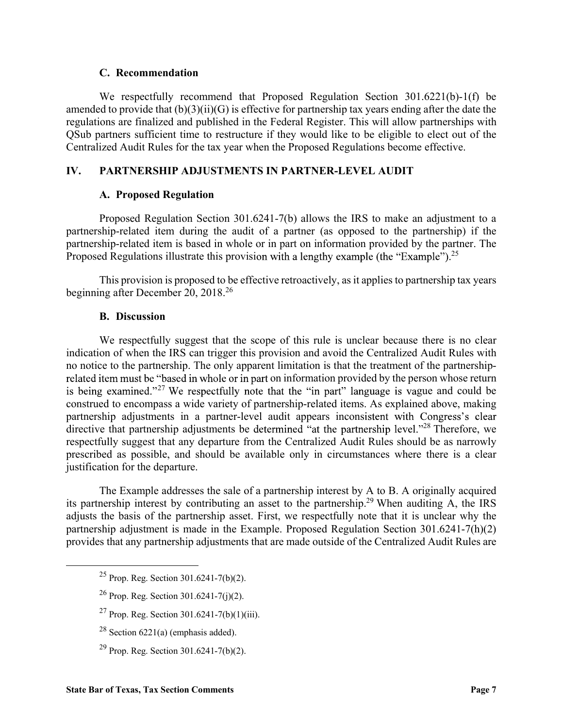### C. Recommendation

We respectfully recommend that Proposed Regulation Section 301.6221(b)-1(f) be amended to provide that (b)(3)(ii)(G) is effective for partnership tax years ending after the date the regulations are finalized and published in the Federal Register. This will allow partnerships with QSub partners sufficient time to restructure if they would like to be eligible to elect out of the Centralized Audit Rules for the tax year when the Proposed Regulations become effective.

## IV. PARTNERSHIP ADJUSTMENTS IN PARTNER-LEVEL AUDIT

### A. Proposed Regulation

Proposed Regulation Section 301.6241-7(b) allows the IRS to make an adjustment to a partnership-related item during the audit of a partner (as opposed to the partnership) if the partnership-related item is based in whole or in part on information provided by the partner. The Proposed Regulations illustrate this provision with a lengthy example (the "Example").[25]

This provision is proposed to be effective retroactively, as it applies to partnership tax years beginning after December 20, 2018.[26]

### B. Discussion

We respectfully suggest that the scope of this rule is unclear because there is no clear indication of when the IRS can trigger this provision and avoid the Centralized Audit Rules with no notice to the partnership. The only apparent limitation is that the treatment of the partnership-related item must be "based in whole or in part on information provided by the person whose return is being examined."[27] We respectfully note that the "in part" language is vague and could be construed to encompass a wide variety of partnership-related items. As explained above, making partnership adjustments in a partner-level audit appears inconsistent with Congress's clear directive that partnership adjustments be determined "at the partnership level."[28] Therefore, we respectfully suggest that any departure from the Centralized Audit Rules should be as narrowly prescribed as possible, and should be available only in circumstances where there is a clear justification for the departure.

The Example addresses the sale of a partnership interest by A to B. A originally acquired its partnership interest by contributing an asset to the partnership.[29] When auditing A, the IRS adjusts the basis of the partnership asset. First, we respectfully note that it is unclear why the partnership adjustment is made in the Example. Proposed Regulation Section 301.6241-7(h)(2) provides that any partnership adjustments that are made outside of the Centralized Audit Rules are

---

[25] Prop. Reg. Section 301.6241-7(b)(2).

[26] Prop. Reg. Section 301.6241-7(j)(2).

[27] Prop. Reg. Section 301.6241-7(b)(1)(iii).

[28] Section 6221(a) (emphasis added).

[29] Prop. Reg. Section 301.6241-7(b)(2).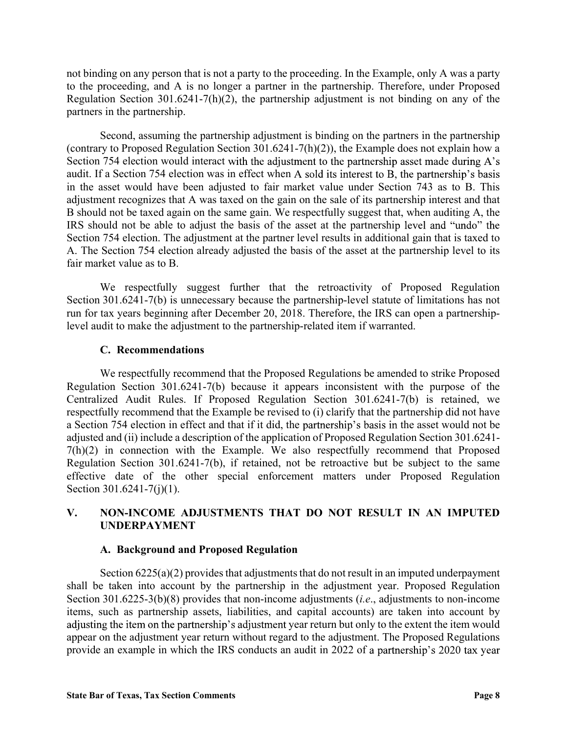not binding on any person that is not a party to the proceeding. In the Example, only A was a party to the proceeding, and A is no longer a partner in the partnership. Therefore, under Proposed Regulation Section 301.6241-7(h)(2), the partnership adjustment is not binding on any of the partners in the partnership.

Second, assuming the partnership adjustment is binding on the partners in the partnership (contrary to Proposed Regulation Section 301.6241-7(h)(2)), the Example does not explain how a Section 754 election would interact with the adjustment to the partnership asset made during A's audit. If a Section 754 election was in effect when A sold its interest to B, the partnership's basis in the asset would have been adjusted to fair market value under Section 743 as to B. This adjustment recognizes that A was taxed on the gain on the sale of its partnership interest and that B should not be taxed again on the same gain. We respectfully suggest that, when auditing A, the IRS should not be able to adjust the basis of the asset at the partnership level and "undo" the Section 754 election. The adjustment at the partner level results in additional gain that is taxed to A. The Section 754 election already adjusted the basis of the asset at the partnership level to its fair market value as to B.

We respectfully suggest further that the retroactivity of Proposed Regulation Section 301.6241-7(b) is unnecessary because the partnership-level statute of limitations has not run for tax years beginning after December 20, 2018. Therefore, the IRS can open a partnership-level audit to make the adjustment to the partnership-related item if warranted.

### C. Recommendations

We respectfully recommend that the Proposed Regulations be amended to strike Proposed Regulation Section 301.6241-7(b) because it appears inconsistent with the purpose of the Centralized Audit Rules. If Proposed Regulation Section 301.6241-7(b) is retained, we respectfully recommend that the Example be revised to (i) clarify that the partnership did not have a Section 754 election in effect and that if it did, the partnership's basis in the asset would not be adjusted and (ii) include a description of the application of Proposed Regulation Section 301.6241-7(h)(2) in connection with the Example. We also respectfully recommend that Proposed Regulation Section 301.6241-7(b), if retained, not be retroactive but be subject to the same effective date of the other special enforcement matters under Proposed Regulation Section 301.6241-7(j)(1).

## V. NON-INCOME ADJUSTMENTS THAT DO NOT RESULT IN AN IMPUTED UNDERPAYMENT

### A. Background and Proposed Regulation

Section 6225(a)(2) provides that adjustments that do not result in an imputed underpayment shall be taken into account by the partnership in the adjustment year. Proposed Regulation Section 301.6225-3(b)(8) provides that non-income adjustments (*i.e.*, adjustments to non-income items, such as partnership assets, liabilities, and capital accounts) are taken into account by adjusting the item on the partnership's adjustment year return but only to the extent the item would appear on the adjustment year return without regard to the adjustment. The Proposed Regulations provide an example in which the IRS conducts an audit in 2022 of a partnership's 2020 tax year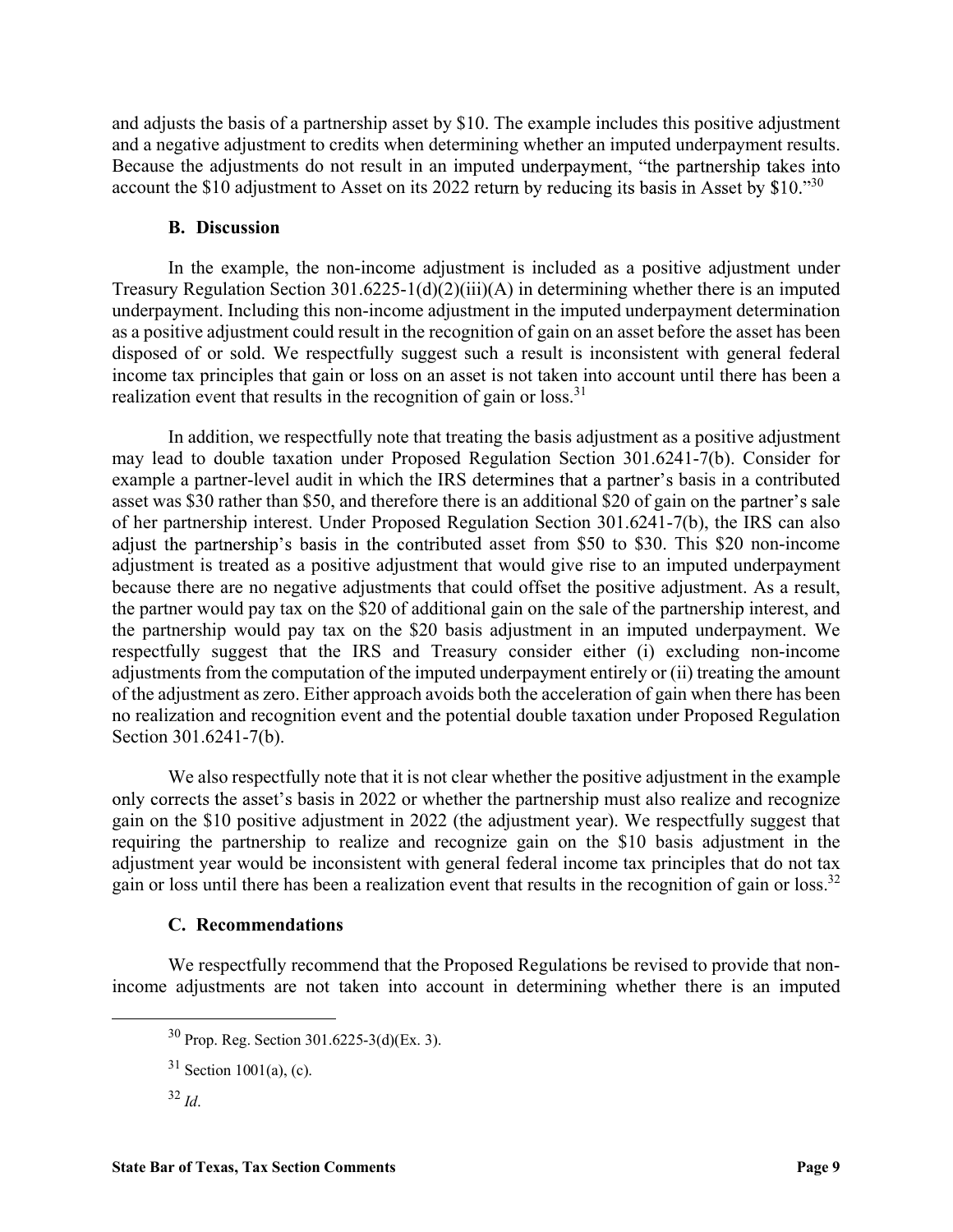and adjusts the basis of a partnership asset by $10. The example includes this positive adjustment and a negative adjustment to credits when determining whether an imputed underpayment results. Because the adjustments do not result in an imputed underpayment, "the partnership takes into account the $10 adjustment to Asset on its 2022 return by reducing its basis in Asset by $10."[30]

### B. Discussion

In the example, the non-income adjustment is included as a positive adjustment under Treasury Regulation Section 301.6225-1(d)(2)(iii)(A) in determining whether there is an imputed underpayment. Including this non-income adjustment in the imputed underpayment determination as a positive adjustment could result in the recognition of gain on an asset before the asset has been disposed of or sold. We respectfully suggest such a result is inconsistent with general federal income tax principles that gain or loss on an asset is not taken into account until there has been a realization event that results in the recognition of gain or loss.[31]

In addition, we respectfully note that treating the basis adjustment as a positive adjustment may lead to double taxation under Proposed Regulation Section 301.6241-7(b). Consider for example a partner-level audit in which the IRS determines that a partner's basis in a contributed asset was $30 rather than $50, and therefore there is an additional $20 of gain on the partner's sale of her partnership interest. Under Proposed Regulation Section 301.6241-7(b), the IRS can also adjust the partnership's basis in the contributed asset from $50 to $30. This $20 non-income adjustment is treated as a positive adjustment that would give rise to an imputed underpayment because there are no negative adjustments that could offset the positive adjustment. As a result, the partner would pay tax on the $20 of additional gain on the sale of the partnership interest, and the partnership would pay tax on the $20 basis adjustment in an imputed underpayment. We respectfully suggest that the IRS and Treasury consider either (i) excluding non-income adjustments from the computation of the imputed underpayment entirely or (ii) treating the amount of the adjustment as zero. Either approach avoids both the acceleration of gain when there has been no realization and recognition event and the potential double taxation under Proposed Regulation Section 301.6241-7(b).

We also respectfully note that it is not clear whether the positive adjustment in the example only corrects the asset's basis in 2022 or whether the partnership must also realize and recognize gain on the $10 positive adjustment in 2022 (the adjustment year). We respectfully suggest that requiring the partnership to realize and recognize gain on the $10 basis adjustment in the adjustment year would be inconsistent with general federal income tax principles that do not tax gain or loss until there has been a realization event that results in the recognition of gain or loss.[32]

### C. Recommendations

We respectfully recommend that the Proposed Regulations be revised to provide that non-income adjustments are not taken into account in determining whether there is an imputed

---

[30] Prop. Reg. Section 301.6225-3(d)(Ex. 3).

[31] Section 1001(a), (c).

[32] *Id*.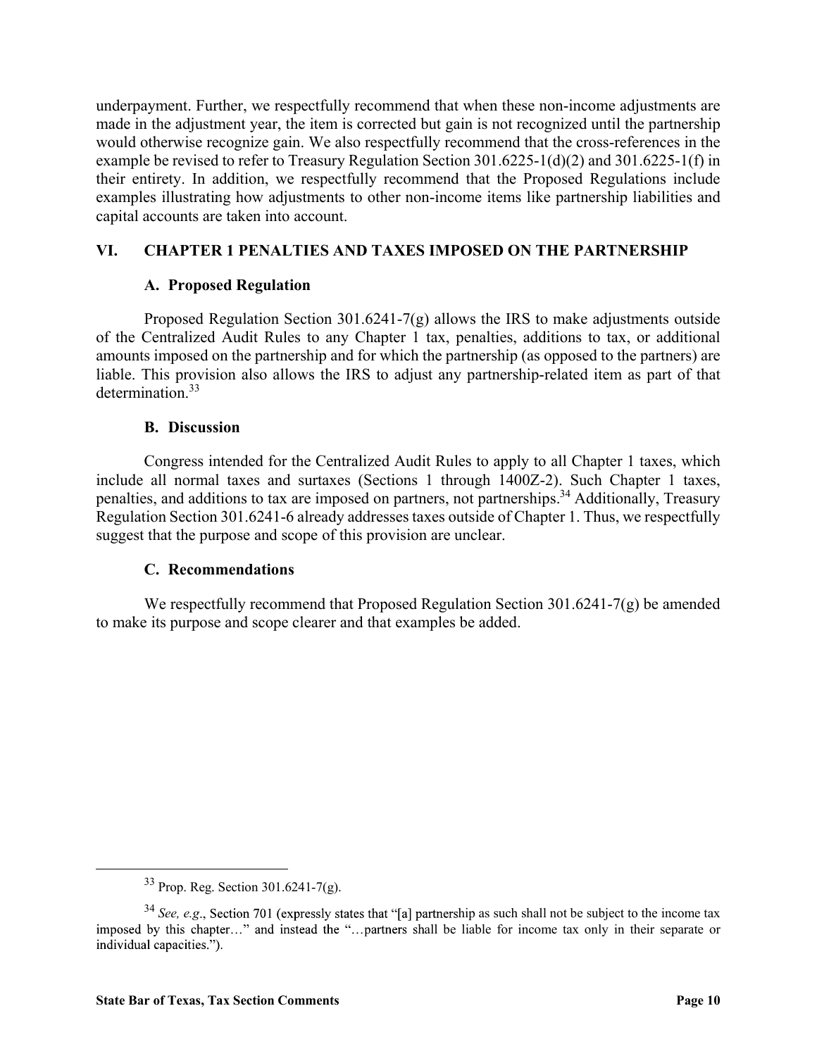underpayment. Further, we respectfully recommend that when these non-income adjustments are made in the adjustment year, the item is corrected but gain is not recognized until the partnership would otherwise recognize gain. We also respectfully recommend that the cross-references in the example be revised to refer to Treasury Regulation Section 301.6225-1(d)(2) and 301.6225-1(f) in their entirety. In addition, we respectfully recommend that the Proposed Regulations include examples illustrating how adjustments to other non-income items like partnership liabilities and capital accounts are taken into account.

## VI. CHAPTER 1 PENALTIES AND TAXES IMPOSED ON THE PARTNERSHIP

### A. Proposed Regulation

Proposed Regulation Section 301.6241-7(g) allows the IRS to make adjustments outside of the Centralized Audit Rules to any Chapter 1 tax, penalties, additions to tax, or additional amounts imposed on the partnership and for which the partnership (as opposed to the partners) are liable. This provision also allows the IRS to adjust any partnership-related item as part of that determination.[33]

### B. Discussion

Congress intended for the Centralized Audit Rules to apply to all Chapter 1 taxes, which include all normal taxes and surtaxes (Sections 1 through 1400Z-2). Such Chapter 1 taxes, penalties, and additions to tax are imposed on partners, not partnerships.[34] Additionally, Treasury Regulation Section 301.6241-6 already addresses taxes outside of Chapter 1. Thus, we respectfully suggest that the purpose and scope of this provision are unclear.

### C. Recommendations

We respectfully recommend that Proposed Regulation Section 301.6241-7(g) be amended to make its purpose and scope clearer and that examples be added.

---

[33] Prop. Reg. Section 301.6241-7(g).

[34] *See, e.g.*, Section 701 (expressly states that "[a] partnership as such shall not be subject to the income tax imposed by this chapter…" and instead the "…partners shall be liable for income tax only in their separate or individual capacities.").